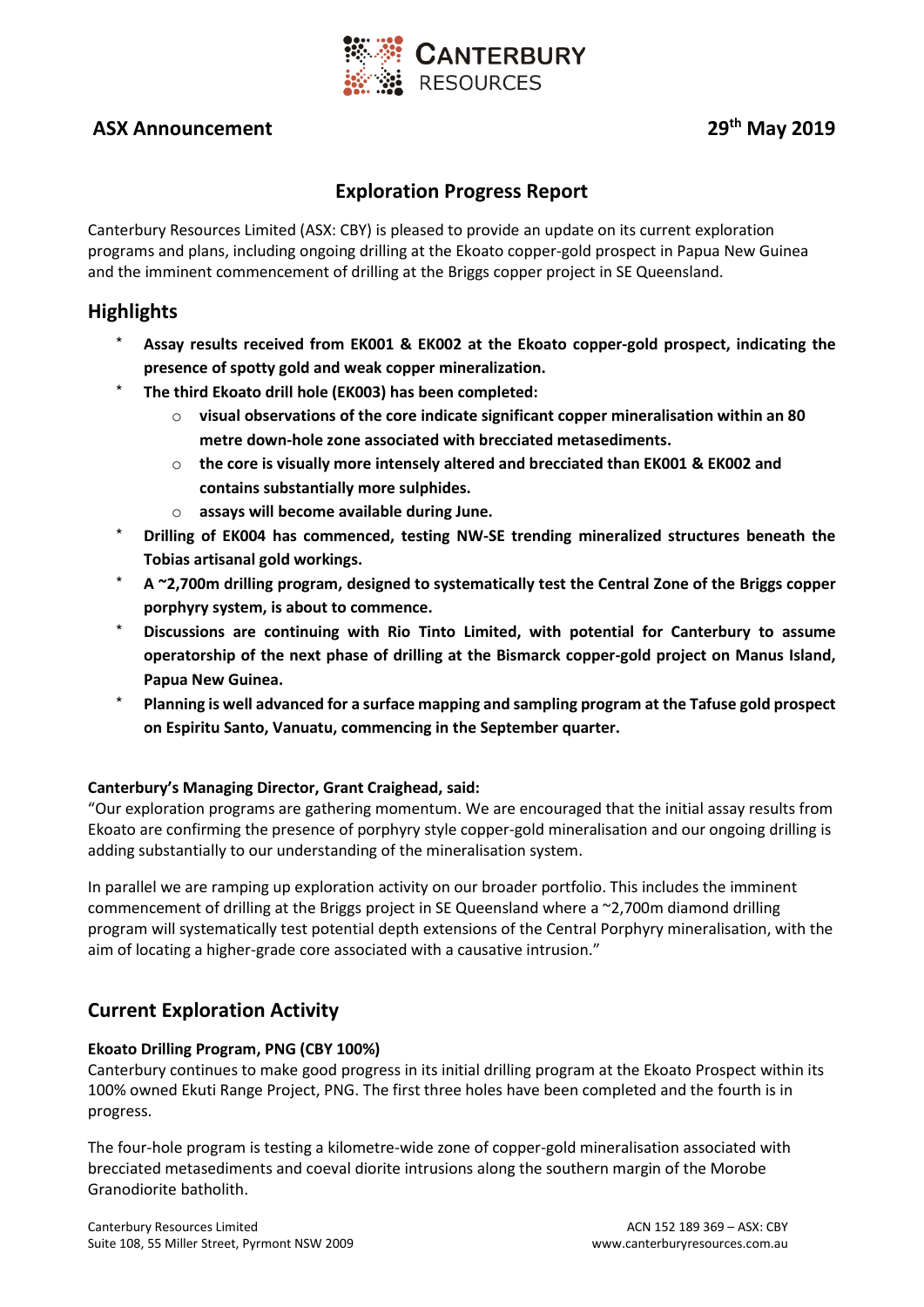CANTERBURY RESOURCES

**ASX Announcement** **29th May 2019**

## Exploration Progress Report

Canterbury Resources Limited (ASX: CBY) is pleased to provide an update on its current exploration programs and plans, including ongoing drilling at the Ekoato copper-gold prospect in Papua New Guinea and the imminent commencement of drilling at the Briggs copper project in SE Queensland.

## Highlights

- **Assay results received from EK001 & EK002 at the Ekoato copper-gold prospect, indicating the presence of spotty gold and weak copper mineralization.**
- **The third Ekoato drill hole (EK003) has been completed:**
  - **visual observations of the core indicate significant copper mineralisation within an 80 metre down-hole zone associated with brecciated metasediments.**
  - **the core is visually more intensely altered and brecciated than EK001 & EK002 and contains substantially more sulphides.**
  - **assays will become available during June.**
- **Drilling of EK004 has commenced, testing NW-SE trending mineralized structures beneath the Tobias artisanal gold workings.**
- **A ~2,700m drilling program, designed to systematically test the Central Zone of the Briggs copper porphyry system, is about to commence.**
- **Discussions are continuing with Rio Tinto Limited, with potential for Canterbury to assume operatorship of the next phase of drilling at the Bismarck copper-gold project on Manus Island, Papua New Guinea.**
- **Planning is well advanced for a surface mapping and sampling program at the Tafuse gold prospect on Espiritu Santo, Vanuatu, commencing in the September quarter.**

**Canterbury's Managing Director, Grant Craighead, said:**

"Our exploration programs are gathering momentum. We are encouraged that the initial assay results from Ekoato are confirming the presence of porphyry style copper-gold mineralisation and our ongoing drilling is adding substantially to our understanding of the mineralisation system.

In parallel we are ramping up exploration activity on our broader portfolio. This includes the imminent commencement of drilling at the Briggs project in SE Queensland where a ~2,700m diamond drilling program will systematically test potential depth extensions of the Central Porphyry mineralisation, with the aim of locating a higher-grade core associated with a causative intrusion."

## Current Exploration Activity

**Ekoato Drilling Program, PNG (CBY 100%)**

Canterbury continues to make good progress in its initial drilling program at the Ekoato Prospect within its 100% owned Ekuti Range Project, PNG. The first three holes have been completed and the fourth is in progress.

The four-hole program is testing a kilometre-wide zone of copper-gold mineralisation associated with brecciated metasediments and coeval diorite intrusions along the southern margin of the Morobe Granodiorite batholith.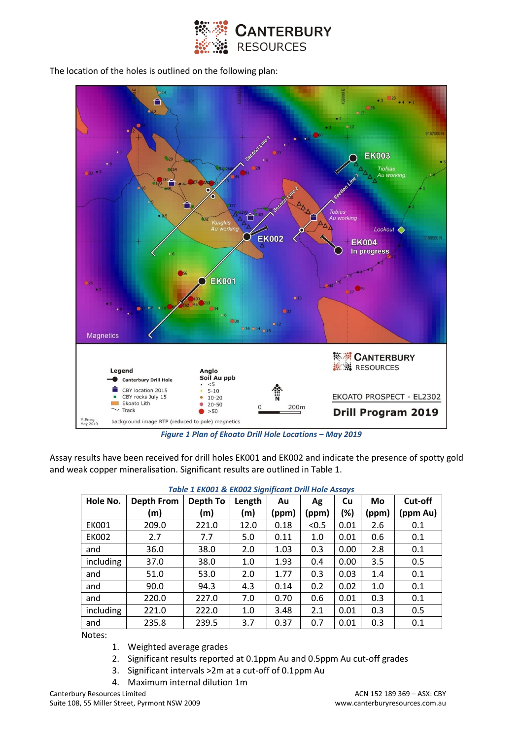The location of the holes is outlined on the following plan:

*Figure 1 Plan of Ekoato Drill Hole Locations – May 2019*

Assay results have been received for drill holes EK001 and EK002 and indicate the presence of spotty gold and weak copper mineralisation. Significant results are outlined in Table 1.

*Table 1 EK001 & EK002 Significant Drill Hole Assays*

| Hole No. | Depth From (m) | Depth To (m) | Length (m) | Au (ppm) | Ag (ppm) | Cu (%) | Mo (ppm) | Cut-off (ppm Au) |
|---|---|---|---|---|---|---|---|---|
| EK001 | 209.0 | 221.0 | 12.0 | 0.18 | <0.5 | 0.01 | 2.6 | 0.1 |
| EK002 | 2.7 | 7.7 | 5.0 | 0.11 | 1.0 | 0.01 | 0.6 | 0.1 |
| and | 36.0 | 38.0 | 2.0 | 1.03 | 0.3 | 0.00 | 2.8 | 0.1 |
| including | 37.0 | 38.0 | 1.0 | 1.93 | 0.4 | 0.00 | 3.5 | 0.5 |
| and | 51.0 | 53.0 | 2.0 | 1.77 | 0.3 | 0.03 | 1.4 | 0.1 |
| and | 90.0 | 94.3 | 4.3 | 0.14 | 0.2 | 0.02 | 1.0 | 0.1 |
| and | 220.0 | 227.0 | 7.0 | 0.70 | 0.6 | 0.01 | 0.3 | 0.1 |
| including | 221.0 | 222.0 | 1.0 | 3.48 | 2.1 | 0.01 | 0.3 | 0.5 |
| and | 235.8 | 239.5 | 3.7 | 0.37 | 0.7 | 0.01 | 0.3 | 0.1 |

Notes:

1. Weighted average grades
2. Significant results reported at 0.1ppm Au and 0.5ppm Au cut-off grades
3. Significant intervals >2m at a cut-off of 0.1ppm Au
4. Maximum internal dilution 1m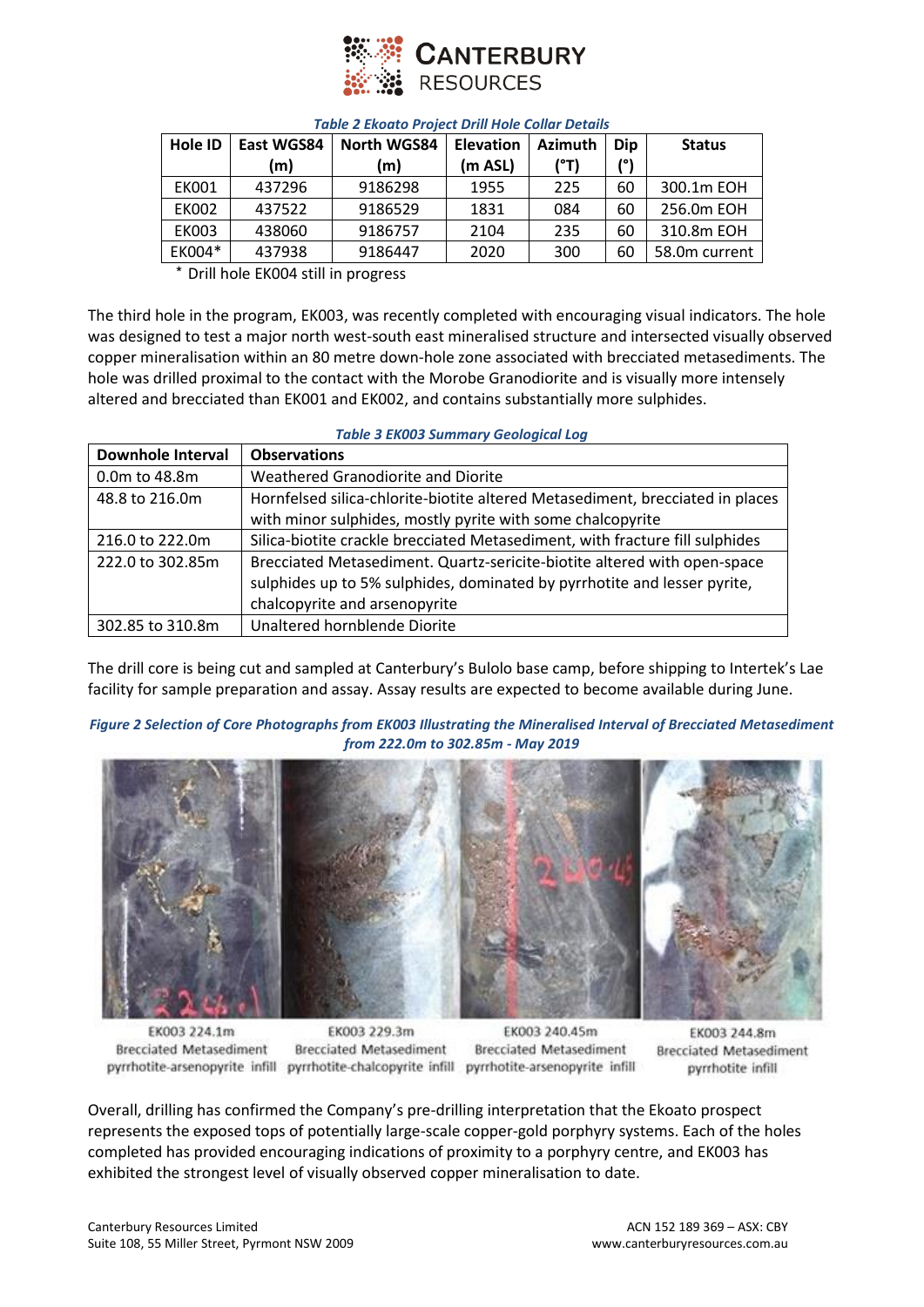*Table 2 Ekoato Project Drill Hole Collar Details*

| Hole ID | East WGS84 (m) | North WGS84 (m) | Elevation (m ASL) | Azimuth (°T) | Dip (°) | Status |
|---|---|---|---|---|---|---|
| EK001 | 437296 | 9186298 | 1955 | 225 | 60 | 300.1m EOH |
| EK002 | 437522 | 9186529 | 1831 | 084 | 60 | 256.0m EOH |
| EK003 | 438060 | 9186757 | 2104 | 235 | 60 | 310.8m EOH |
| EK004* | 437938 | 9186447 | 2020 | 300 | 60 | 58.0m current |

\* Drill hole EK004 still in progress

The third hole in the program, EK003, was recently completed with encouraging visual indicators. The hole was designed to test a major north west-south east mineralised structure and intersected visually observed copper mineralisation within an 80 metre down-hole zone associated with brecciated metasediments. The hole was drilled proximal to the contact with the Morobe Granodiorite and is visually more intensely altered and brecciated than EK001 and EK002, and contains substantially more sulphides.

*Table 3 EK003 Summary Geological Log*

| Downhole Interval | Observations |
|---|---|
| 0.0m to 48.8m | Weathered Granodiorite and Diorite |
| 48.8 to 216.0m | Hornfelsed silica-chlorite-biotite altered Metasediment, brecciated in places with minor sulphides, mostly pyrite with some chalcopyrite |
| 216.0 to 222.0m | Silica-biotite crackle brecciated Metasediment, with fracture fill sulphides |
| 222.0 to 302.85m | Brecciated Metasediment. Quartz-sericite-biotite altered with open-space sulphides up to 5% sulphides, dominated by pyrrhotite and lesser pyrite, chalcopyrite and arsenopyrite |
| 302.85 to 310.8m | Unaltered hornblende Diorite |

The drill core is being cut and sampled at Canterbury's Bulolo base camp, before shipping to Intertek's Lae facility for sample preparation and assay. Assay results are expected to become available during June.

*Figure 2 Selection of Core Photographs from EK003 Illustrating the Mineralised Interval of Brecciated Metasediment from 222.0m to 302.85m - May 2019*

EK003 224.1m Brecciated Metasediment pyrrhotite-arsenopyrite infill

EK003 229.3m Brecciated Metasediment pyrrhotite-chalcopyrite infill

EK003 240.45m Brecciated Metasediment pyrrhotite-arsenopyrite infill

EK003 244.8m Brecciated Metasediment pyrrhotite infill

Overall, drilling has confirmed the Company's pre-drilling interpretation that the Ekoato prospect represents the exposed tops of potentially large-scale copper-gold porphyry systems. Each of the holes completed has provided encouraging indications of proximity to a porphyry centre, and EK003 has exhibited the strongest level of visually observed copper mineralisation to date.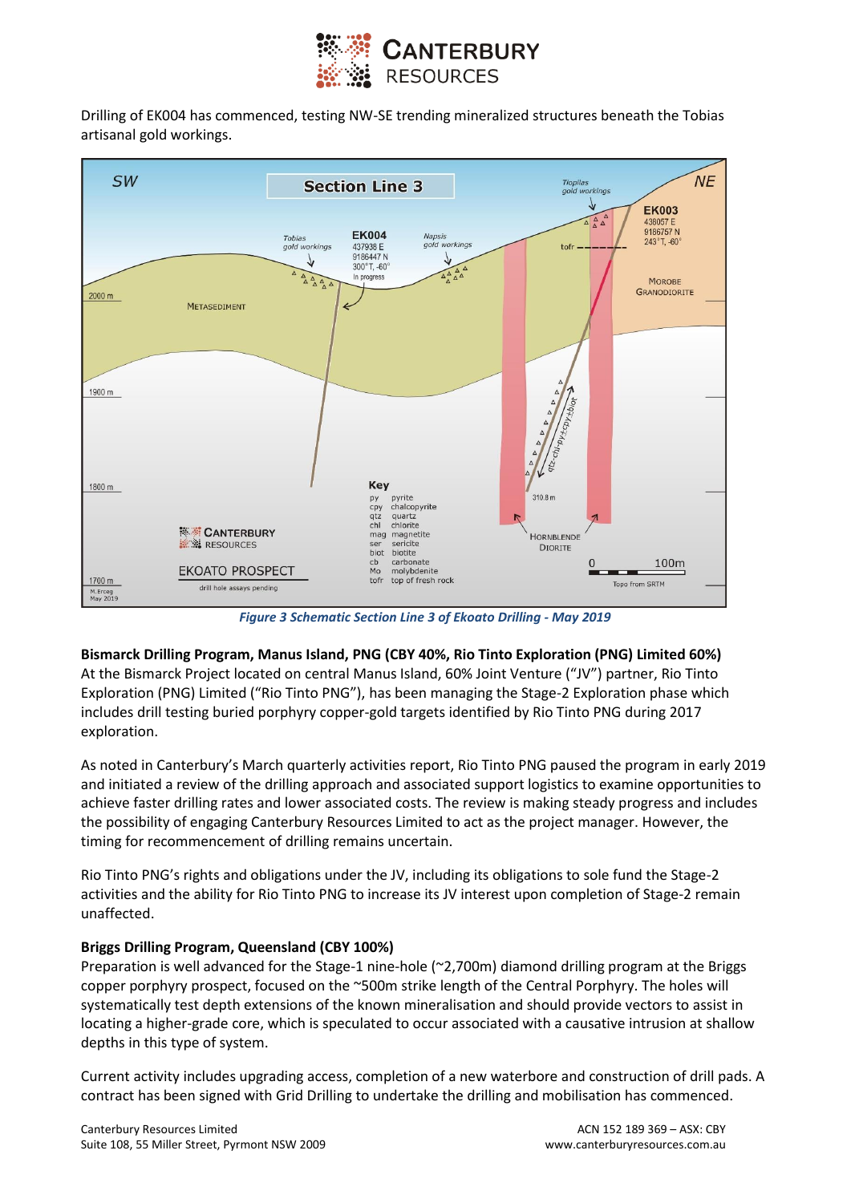Drilling of EK004 has commenced, testing NW-SE trending mineralized structures beneath the Tobias artisanal gold workings.

*Figure 3 Schematic Section Line 3 of Ekoato Drilling - May 2019*

**Bismarck Drilling Program, Manus Island, PNG (CBY 40%, Rio Tinto Exploration (PNG) Limited 60%)**
At the Bismarck Project located on central Manus Island, 60% Joint Venture ("JV") partner, Rio Tinto Exploration (PNG) Limited ("Rio Tinto PNG"), has been managing the Stage-2 Exploration phase which includes drill testing buried porphyry copper-gold targets identified by Rio Tinto PNG during 2017 exploration.

As noted in Canterbury's March quarterly activities report, Rio Tinto PNG paused the program in early 2019 and initiated a review of the drilling approach and associated support logistics to examine opportunities to achieve faster drilling rates and lower associated costs. The review is making steady progress and includes the possibility of engaging Canterbury Resources Limited to act as the project manager. However, the timing for recommencement of drilling remains uncertain.

Rio Tinto PNG's rights and obligations under the JV, including its obligations to sole fund the Stage-2 activities and the ability for Rio Tinto PNG to increase its JV interest upon completion of Stage-2 remain unaffected.

**Briggs Drilling Program, Queensland (CBY 100%)**
Preparation is well advanced for the Stage-1 nine-hole (~2,700m) diamond drilling program at the Briggs copper porphyry prospect, focused on the ~500m strike length of the Central Porphyry. The holes will systematically test depth extensions of the known mineralisation and should provide vectors to assist in locating a higher-grade core, which is speculated to occur associated with a causative intrusion at shallow depths in this type of system.

Current activity includes upgrading access, completion of a new waterbore and construction of drill pads. A contract has been signed with Grid Drilling to undertake the drilling and mobilisation has commenced.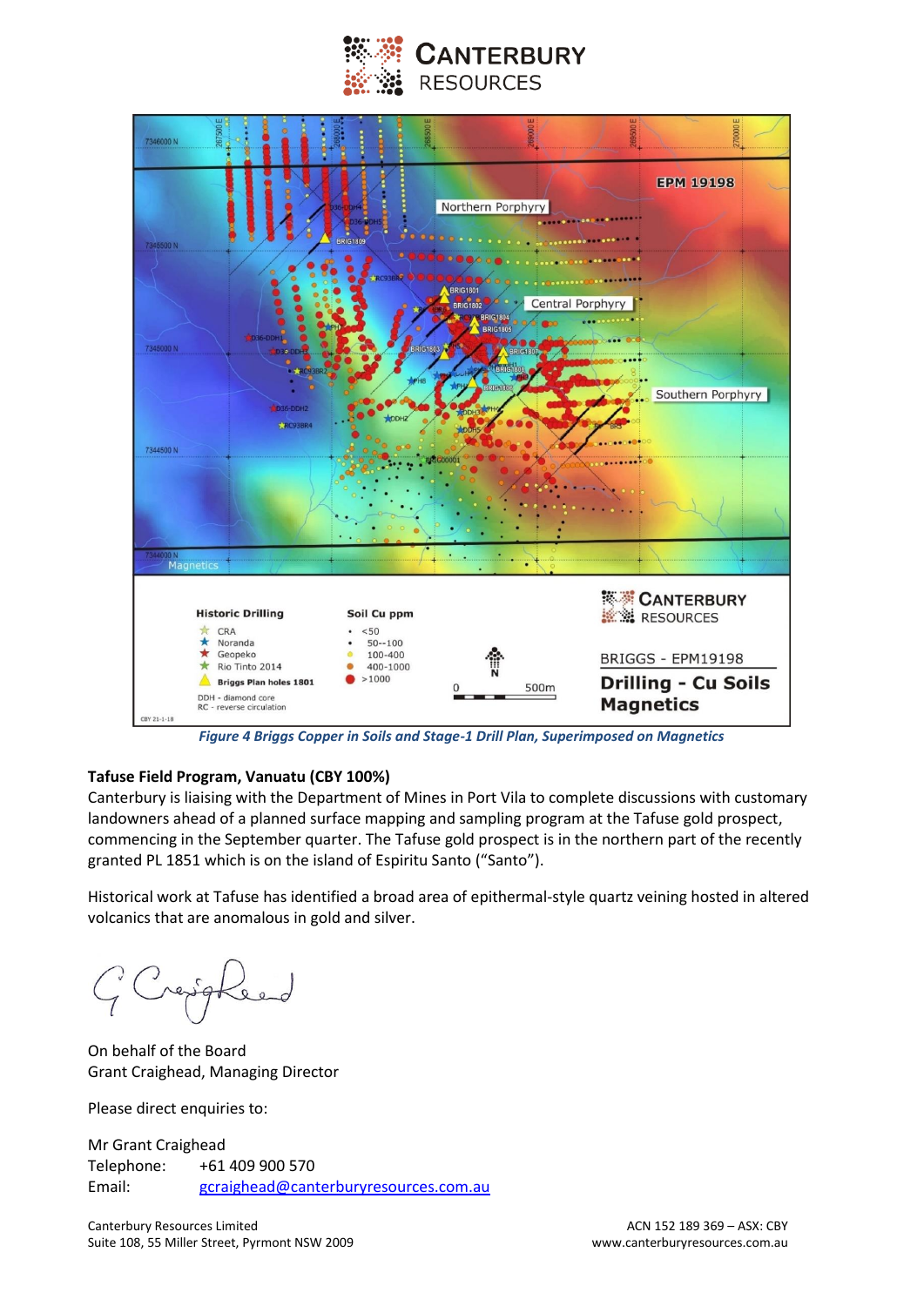*Figure 4 Briggs Copper in Soils and Stage-1 Drill Plan, Superimposed on Magnetics*

**Tafuse Field Program, Vanuatu (CBY 100%)**

Canterbury is liaising with the Department of Mines in Port Vila to complete discussions with customary landowners ahead of a planned surface mapping and sampling program at the Tafuse gold prospect, commencing in the September quarter. The Tafuse gold prospect is in the northern part of the recently granted PL 1851 which is on the island of Espiritu Santo ("Santo").

Historical work at Tafuse has identified a broad area of epithermal-style quartz veining hosted in altered volcanics that are anomalous in gold and silver.

On behalf of the Board
Grant Craighead, Managing Director

Please direct enquiries to:

Mr Grant Craighead
Telephone: +61 409 900 570
Email: gcraighead@canterburyresources.com.au

Canterbury Resources Limited
Suite 108, 55 Miller Street, Pyrmont NSW 2009

ACN 152 189 369 – ASX: CBY
www.canterburyresources.com.au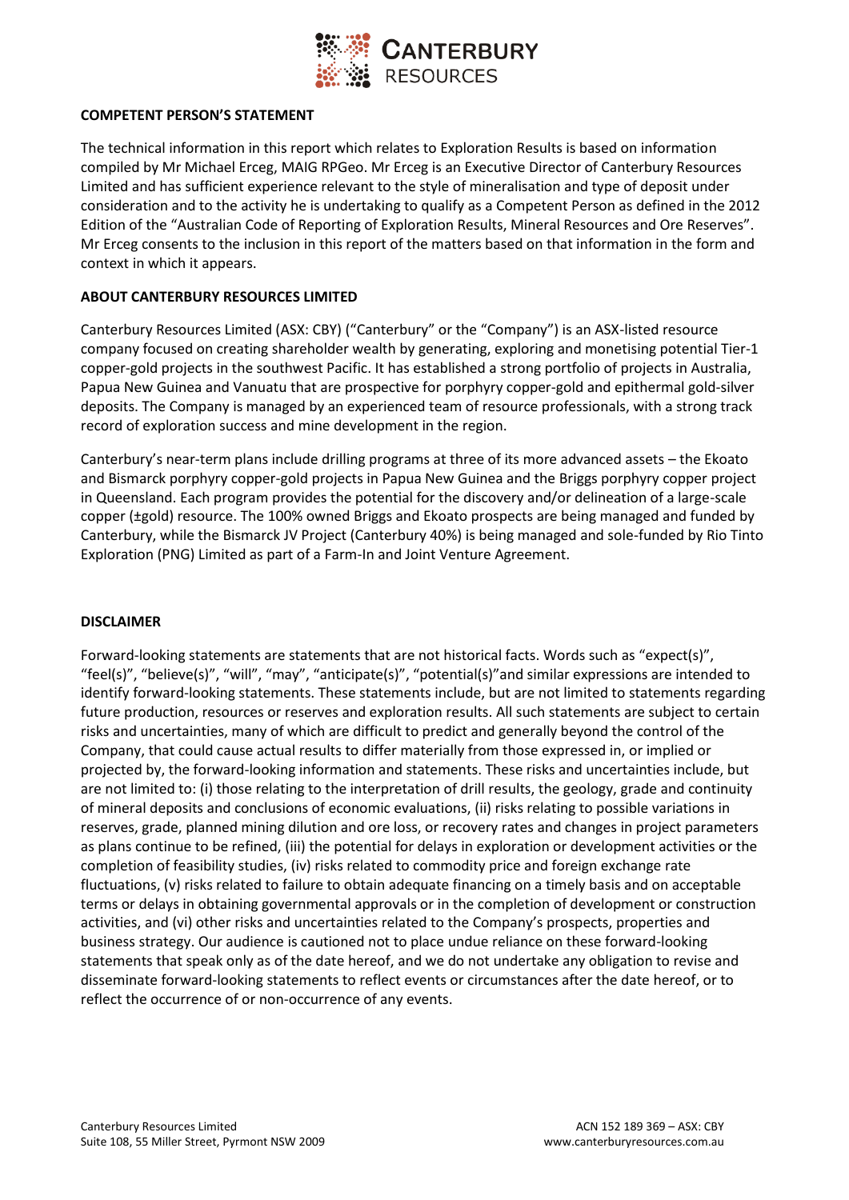**COMPETENT PERSON'S STATEMENT**

The technical information in this report which relates to Exploration Results is based on information compiled by Mr Michael Erceg, MAIG RPGeo. Mr Erceg is an Executive Director of Canterbury Resources Limited and has sufficient experience relevant to the style of mineralisation and type of deposit under consideration and to the activity he is undertaking to qualify as a Competent Person as defined in the 2012 Edition of the "Australian Code of Reporting of Exploration Results, Mineral Resources and Ore Reserves". Mr Erceg consents to the inclusion in this report of the matters based on that information in the form and context in which it appears.

**ABOUT CANTERBURY RESOURCES LIMITED**

Canterbury Resources Limited (ASX: CBY) ("Canterbury" or the "Company") is an ASX-listed resource company focused on creating shareholder wealth by generating, exploring and monetising potential Tier-1 copper-gold projects in the southwest Pacific. It has established a strong portfolio of projects in Australia, Papua New Guinea and Vanuatu that are prospective for porphyry copper-gold and epithermal gold-silver deposits. The Company is managed by an experienced team of resource professionals, with a strong track record of exploration success and mine development in the region.

Canterbury's near-term plans include drilling programs at three of its more advanced assets – the Ekoato and Bismarck porphyry copper-gold projects in Papua New Guinea and the Briggs porphyry copper project in Queensland. Each program provides the potential for the discovery and/or delineation of a large-scale copper (±gold) resource. The 100% owned Briggs and Ekoato prospects are being managed and funded by Canterbury, while the Bismarck JV Project (Canterbury 40%) is being managed and sole-funded by Rio Tinto Exploration (PNG) Limited as part of a Farm-In and Joint Venture Agreement.

**DISCLAIMER**

Forward-looking statements are statements that are not historical facts. Words such as "expect(s)", "feel(s)", "believe(s)", "will", "may", "anticipate(s)", "potential(s)"and similar expressions are intended to identify forward-looking statements. These statements include, but are not limited to statements regarding future production, resources or reserves and exploration results. All such statements are subject to certain risks and uncertainties, many of which are difficult to predict and generally beyond the control of the Company, that could cause actual results to differ materially from those expressed in, or implied or projected by, the forward-looking information and statements. These risks and uncertainties include, but are not limited to: (i) those relating to the interpretation of drill results, the geology, grade and continuity of mineral deposits and conclusions of economic evaluations, (ii) risks relating to possible variations in reserves, grade, planned mining dilution and ore loss, or recovery rates and changes in project parameters as plans continue to be refined, (iii) the potential for delays in exploration or development activities or the completion of feasibility studies, (iv) risks related to commodity price and foreign exchange rate fluctuations, (v) risks related to failure to obtain adequate financing on a timely basis and on acceptable terms or delays in obtaining governmental approvals or in the completion of development or construction activities, and (vi) other risks and uncertainties related to the Company's prospects, properties and business strategy. Our audience is cautioned not to place undue reliance on these forward-looking statements that speak only as of the date hereof, and we do not undertake any obligation to revise and disseminate forward-looking statements to reflect events or circumstances after the date hereof, or to reflect the occurrence of or non-occurrence of any events.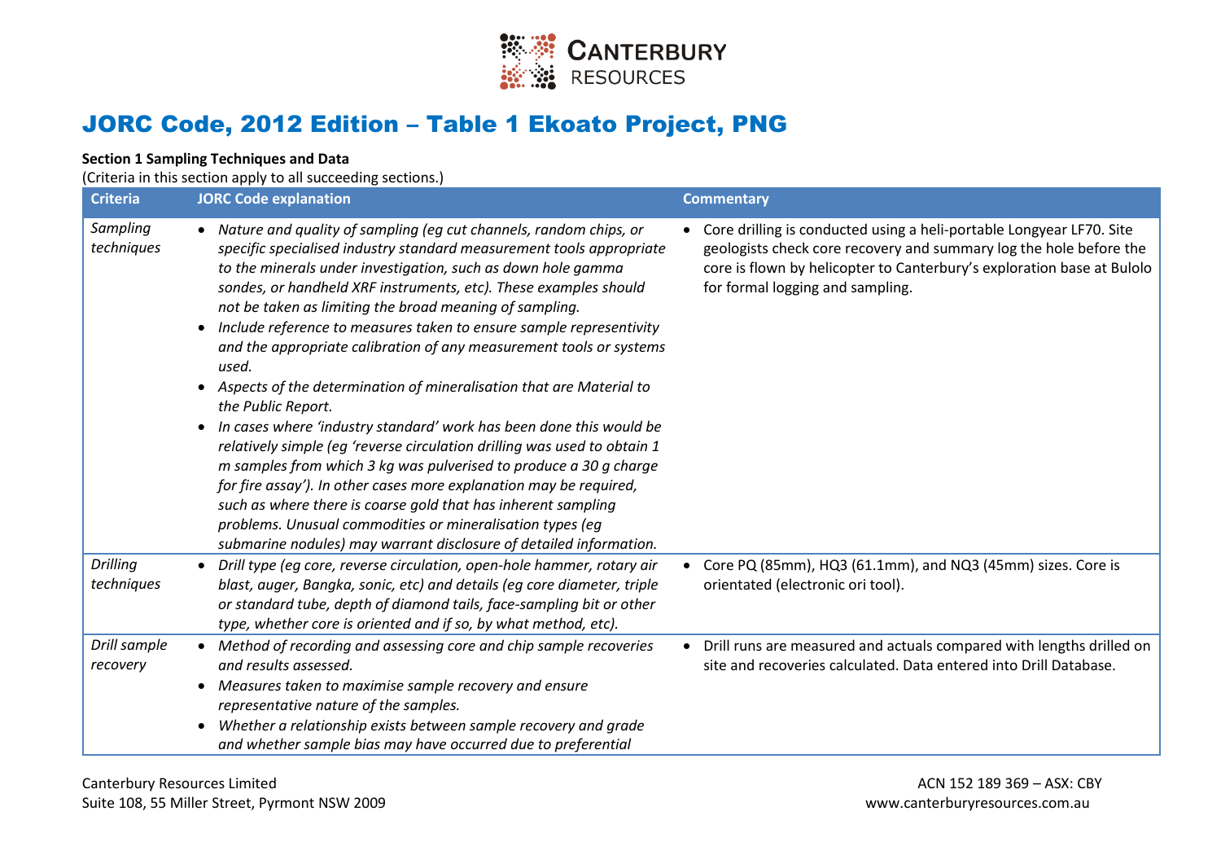# JORC Code, 2012 Edition – Table 1 Ekoato Project, PNG

**Section 1 Sampling Techniques and Data**

(Criteria in this section apply to all succeeding sections.)

| Criteria | JORC Code explanation | Commentary |
|---|---|---|
| *Sampling techniques* | • *Nature and quality of sampling (eg cut channels, random chips, or specific specialised industry standard measurement tools appropriate to the minerals under investigation, such as down hole gamma sondes, or handheld XRF instruments, etc). These examples should not be taken as limiting the broad meaning of sampling.*<br>• *Include reference to measures taken to ensure sample representivity and the appropriate calibration of any measurement tools or systems used.*<br>• *Aspects of the determination of mineralisation that are Material to the Public Report.*<br>• *In cases where 'industry standard' work has been done this would be relatively simple (eg 'reverse circulation drilling was used to obtain 1 m samples from which 3 kg was pulverised to produce a 30 g charge for fire assay'). In other cases more explanation may be required, such as where there is coarse gold that has inherent sampling problems. Unusual commodities or mineralisation types (eg submarine nodules) may warrant disclosure of detailed information.* | • Core drilling is conducted using a heli-portable Longyear LF70. Site geologists check core recovery and summary log the hole before the core is flown by helicopter to Canterbury's exploration base at Bulolo for formal logging and sampling. |
| *Drilling techniques* | • *Drill type (eg core, reverse circulation, open-hole hammer, rotary air blast, auger, Bangka, sonic, etc) and details (eg core diameter, triple or standard tube, depth of diamond tails, face-sampling bit or other type, whether core is oriented and if so, by what method, etc).* | • Core PQ (85mm), HQ3 (61.1mm), and NQ3 (45mm) sizes. Core is orientated (electronic ori tool). |
| *Drill sample recovery* | • *Method of recording and assessing core and chip sample recoveries and results assessed.*<br>• *Measures taken to maximise sample recovery and ensure representative nature of the samples.*<br>• *Whether a relationship exists between sample recovery and grade and whether sample bias may have occurred due to preferential* | • Drill runs are measured and actuals compared with lengths drilled on site and recoveries calculated. Data entered into Drill Database. |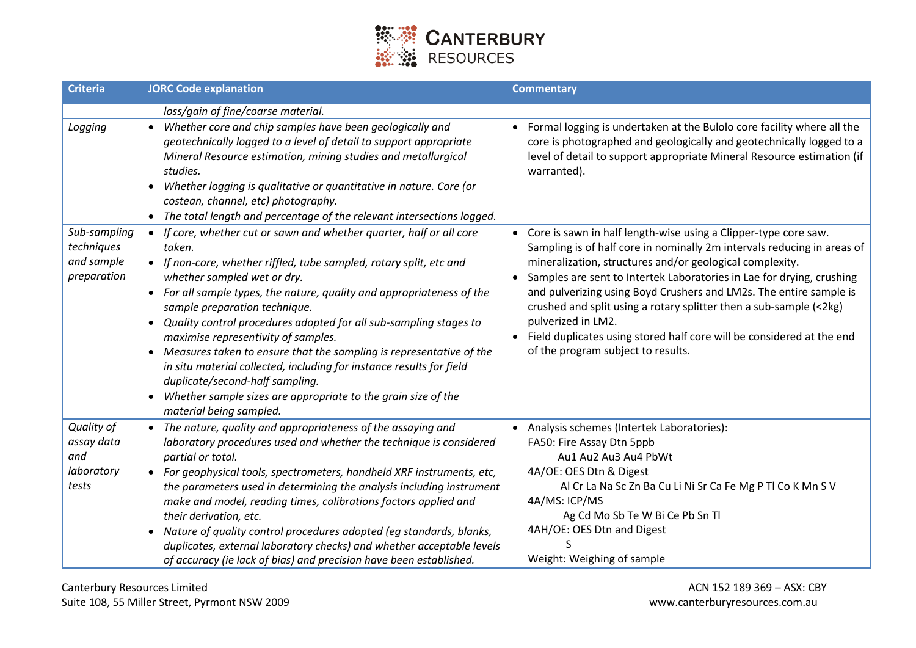| Criteria | JORC Code explanation | Commentary |
|---|---|---|
| | *loss/gain of fine/coarse material.* | |
| *Logging* | • *Whether core and chip samples have been geologically and geotechnically logged to a level of detail to support appropriate Mineral Resource estimation, mining studies and metallurgical studies.*<br>• *Whether logging is qualitative or quantitative in nature. Core (or costean, channel, etc) photography.*<br>• *The total length and percentage of the relevant intersections logged.* | • Formal logging is undertaken at the Bulolo core facility where all the core is photographed and geologically and geotechnically logged to a level of detail to support appropriate Mineral Resource estimation (if warranted). |
| *Sub-sampling techniques and sample preparation* | • *If core, whether cut or sawn and whether quarter, half or all core taken.*<br>• *If non-core, whether riffled, tube sampled, rotary split, etc and whether sampled wet or dry.*<br>• *For all sample types, the nature, quality and appropriateness of the sample preparation technique.*<br>• *Quality control procedures adopted for all sub-sampling stages to maximise representivity of samples.*<br>• *Measures taken to ensure that the sampling is representative of the in situ material collected, including for instance results for field duplicate/second-half sampling.*<br>• *Whether sample sizes are appropriate to the grain size of the material being sampled.* | • Core is sawn in half length-wise using a Clipper-type core saw. Sampling is of half core in nominally 2m intervals reducing in areas of mineralization, structures and/or geological complexity.<br>• Samples are sent to Intertek Laboratories in Lae for drying, crushing and pulverizing using Boyd Crushers and LM2s. The entire sample is crushed and split using a rotary splitter then a sub-sample (<2kg) pulverized in LM2.<br>• Field duplicates using stored half core will be considered at the end of the program subject to results. |
| *Quality of assay data and laboratory tests* | • *The nature, quality and appropriateness of the assaying and laboratory procedures used and whether the technique is considered partial or total.*<br>• *For geophysical tools, spectrometers, handheld XRF instruments, etc, the parameters used in determining the analysis including instrument make and model, reading times, calibrations factors applied and their derivation, etc.*<br>• *Nature of quality control procedures adopted (eg standards, blanks, duplicates, external laboratory checks) and whether acceptable levels of accuracy (ie lack of bias) and precision have been established.* | • Analysis schemes (Intertek Laboratories):<br>FA50: Fire Assay Dtn 5ppb<br>Au1 Au2 Au3 Au4 PbWt<br>4A/OE: OES Dtn & Digest<br>Al Cr La Na Sc Zn Ba Cu Li Ni Sr Ca Fe Mg P Tl Co K Mn S V<br>4A/MS: ICP/MS<br>Ag Cd Mo Sb Te W Bi Ce Pb Sn Tl<br>4AH/OE: OES Dtn and Digest<br>S<br>Weight: Weighing of sample |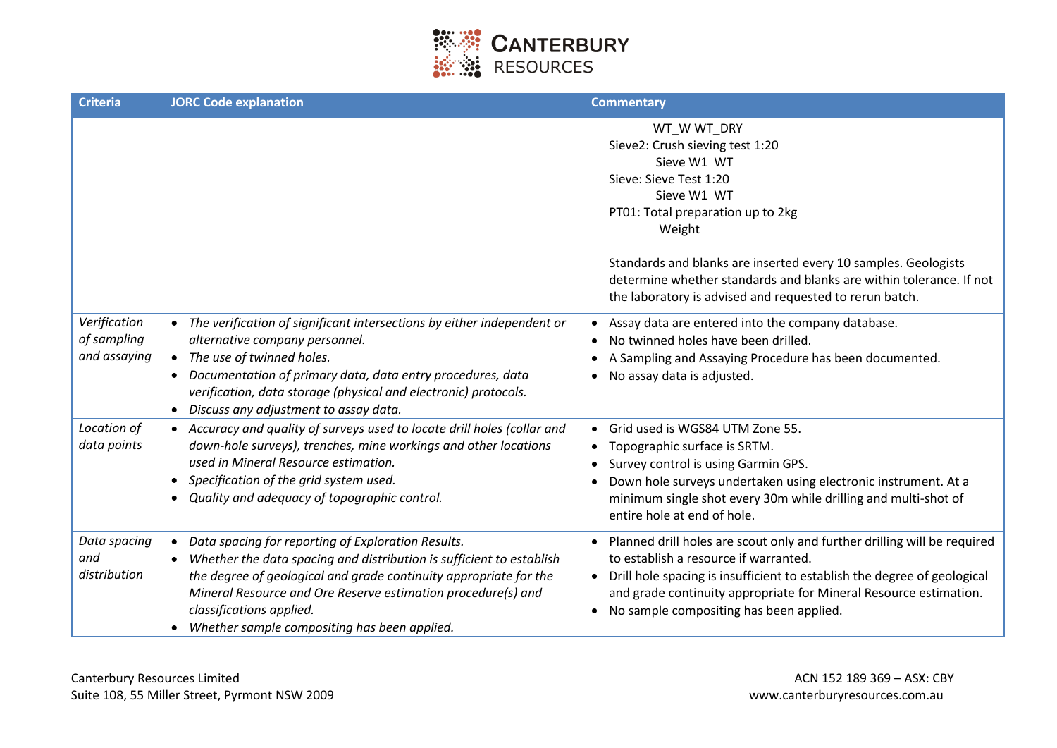| Criteria | JORC Code explanation | Commentary |
|---|---|---|
| | | WT_W WT_DRY<br>Sieve2: Crush sieving test 1:20<br>Sieve W1 WT<br>Sieve: Sieve Test 1:20<br>Sieve W1 WT<br>PT01: Total preparation up to 2kg<br>Weight<br><br>Standards and blanks are inserted every 10 samples. Geologists determine whether standards and blanks are within tolerance. If not the laboratory is advised and requested to rerun batch. |
| *Verification of sampling and assaying* | • *The verification of significant intersections by either independent or alternative company personnel.*<br>• *The use of twinned holes.*<br>• *Documentation of primary data, data entry procedures, data verification, data storage (physical and electronic) protocols.*<br>• *Discuss any adjustment to assay data.* | • Assay data are entered into the company database.<br>• No twinned holes have been drilled.<br>• A Sampling and Assaying Procedure has been documented.<br>• No assay data is adjusted. |
| *Location of data points* | • *Accuracy and quality of surveys used to locate drill holes (collar and down-hole surveys), trenches, mine workings and other locations used in Mineral Resource estimation.*<br>• *Specification of the grid system used.*<br>• *Quality and adequacy of topographic control.* | • Grid used is WGS84 UTM Zone 55.<br>• Topographic surface is SRTM.<br>• Survey control is using Garmin GPS.<br>• Down hole surveys undertaken using electronic instrument. At a minimum single shot every 30m while drilling and multi-shot of entire hole at end of hole. |
| *Data spacing and distribution* | • *Data spacing for reporting of Exploration Results.*<br>• *Whether the data spacing and distribution is sufficient to establish the degree of geological and grade continuity appropriate for the Mineral Resource and Ore Reserve estimation procedure(s) and classifications applied.*<br>• *Whether sample compositing has been applied.* | • Planned drill holes are scout only and further drilling will be required to establish a resource if warranted.<br>• Drill hole spacing is insufficient to establish the degree of geological and grade continuity appropriate for Mineral Resource estimation.<br>• No sample compositing has been applied. |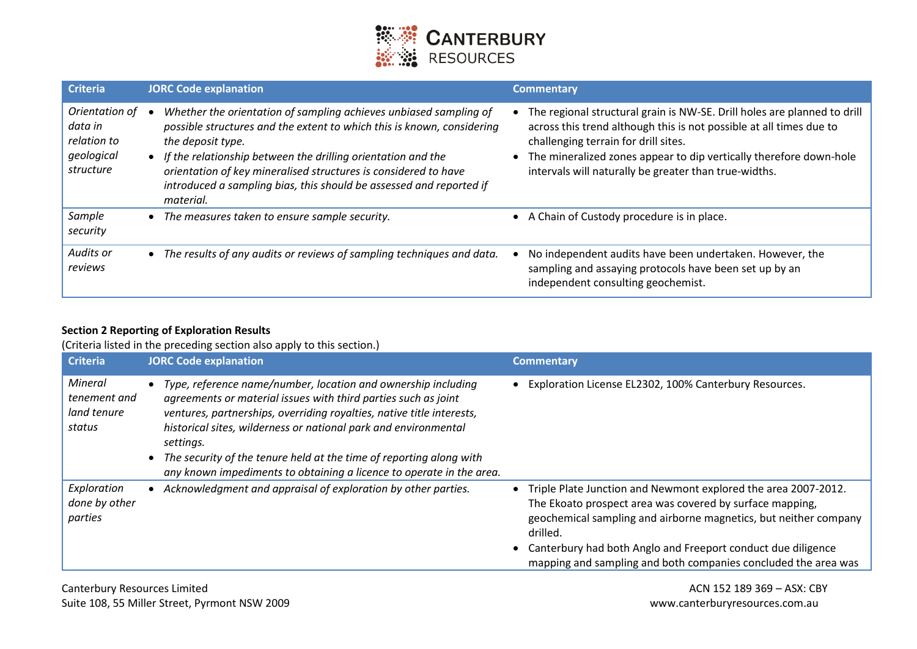| Criteria | JORC Code explanation | Commentary |
|---|---|---|
| *Orientation of data in relation to geological structure* | • *Whether the orientation of sampling achieves unbiased sampling of possible structures and the extent to which this is known, considering the deposit type.*<br>• *If the relationship between the drilling orientation and the orientation of key mineralised structures is considered to have introduced a sampling bias, this should be assessed and reported if material.* | • The regional structural grain is NW-SE. Drill holes are planned to drill across this trend although this is not possible at all times due to challenging terrain for drill sites.<br>• The mineralized zones appear to dip vertically therefore down-hole intervals will naturally be greater than true-widths. |
| *Sample security* | • *The measures taken to ensure sample security.* | • A Chain of Custody procedure is in place. |
| *Audits or reviews* | • *The results of any audits or reviews of sampling techniques and data.* | • No independent audits have been undertaken. However, the sampling and assaying protocols have been set up by an independent consulting geochemist. |

**Section 2 Reporting of Exploration Results**

(Criteria listed in the preceding section also apply to this section.)

| Criteria | JORC Code explanation | Commentary |
|---|---|---|
| *Mineral tenement and land tenure status* | • *Type, reference name/number, location and ownership including agreements or material issues with third parties such as joint ventures, partnerships, overriding royalties, native title interests, historical sites, wilderness or national park and environmental settings.*<br>• *The security of the tenure held at the time of reporting along with any known impediments to obtaining a licence to operate in the area.* | • Exploration License EL2302, 100% Canterbury Resources. |
| *Exploration done by other parties* | • *Acknowledgment and appraisal of exploration by other parties.* | • Triple Plate Junction and Newmont explored the area 2007-2012. The Ekoato prospect area was covered by surface mapping, geochemical sampling and airborne magnetics, but neither company drilled.<br>• Canterbury had both Anglo and Freeport conduct due diligence mapping and sampling and both companies concluded the area was |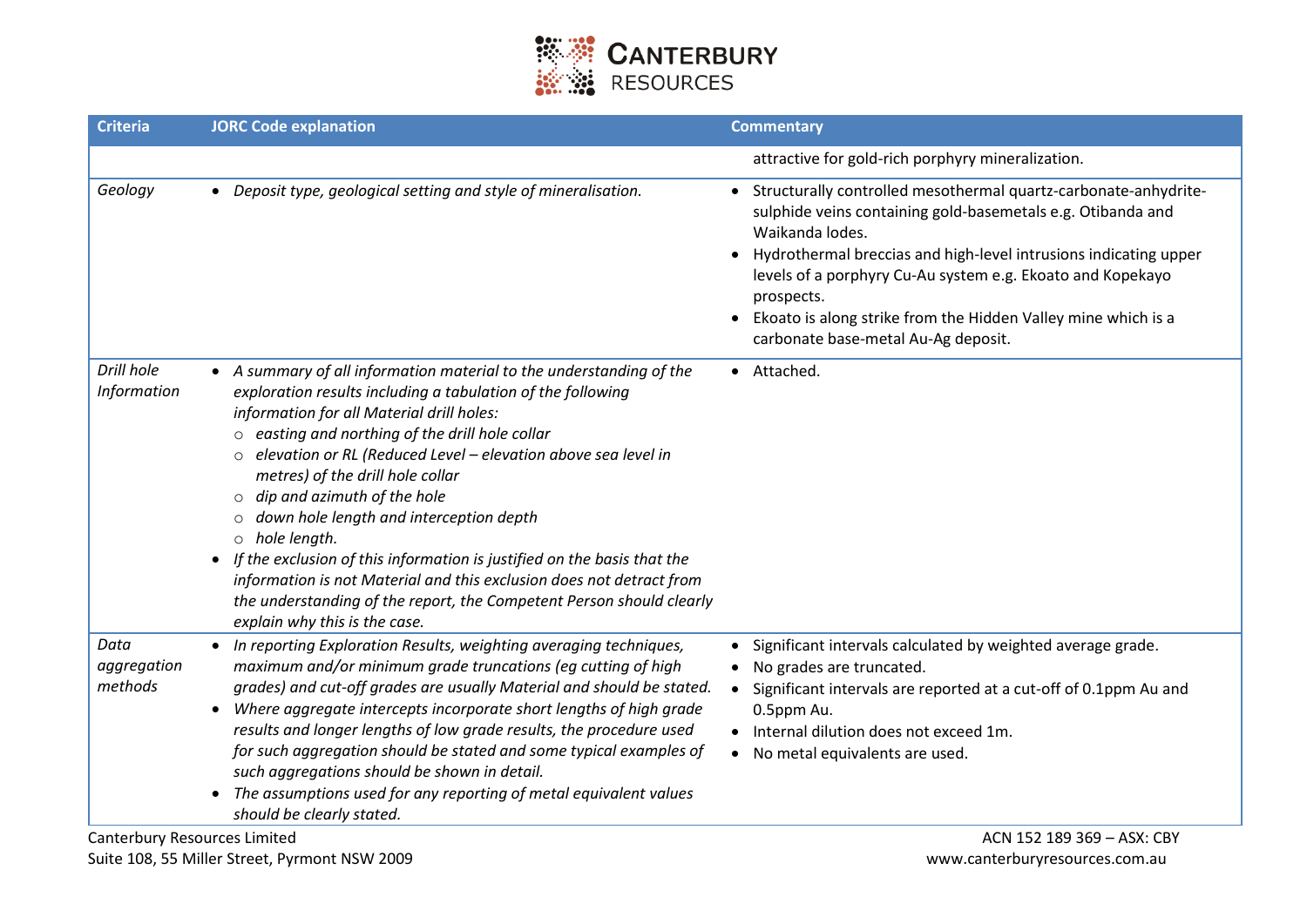| Criteria | JORC Code explanation | Commentary |
|---|---|---|
| | | attractive for gold-rich porphyry mineralization. |
| *Geology* | • *Deposit type, geological setting and style of mineralisation.* | • Structurally controlled mesothermal quartz-carbonate-anhydrite-sulphide veins containing gold-basemetals e.g. Otibanda and Waikanda lodes.<br>• Hydrothermal breccias and high-level intrusions indicating upper levels of a porphyry Cu-Au system e.g. Ekoato and Kopekayo prospects.<br>• Ekoato is along strike from the Hidden Valley mine which is a carbonate base-metal Au-Ag deposit. |
| *Drill hole Information* | • *A summary of all information material to the understanding of the exploration results including a tabulation of the following information for all Material drill holes:*<br>○ *easting and northing of the drill hole collar*<br>○ *elevation or RL (Reduced Level – elevation above sea level in metres) of the drill hole collar*<br>○ *dip and azimuth of the hole*<br>○ *down hole length and interception depth*<br>○ *hole length.*<br>• *If the exclusion of this information is justified on the basis that the information is not Material and this exclusion does not detract from the understanding of the report, the Competent Person should clearly explain why this is the case.* | • Attached. |
| *Data aggregation methods* | • *In reporting Exploration Results, weighting averaging techniques, maximum and/or minimum grade truncations (eg cutting of high grades) and cut-off grades are usually Material and should be stated.*<br>• *Where aggregate intercepts incorporate short lengths of high grade results and longer lengths of low grade results, the procedure used for such aggregation should be stated and some typical examples of such aggregations should be shown in detail.*<br>• *The assumptions used for any reporting of metal equivalent values should be clearly stated.* | • Significant intervals calculated by weighted average grade.<br>• No grades are truncated.<br>• Significant intervals are reported at a cut-off of 0.1ppm Au and 0.5ppm Au.<br>• Internal dilution does not exceed 1m.<br>• No metal equivalents are used. |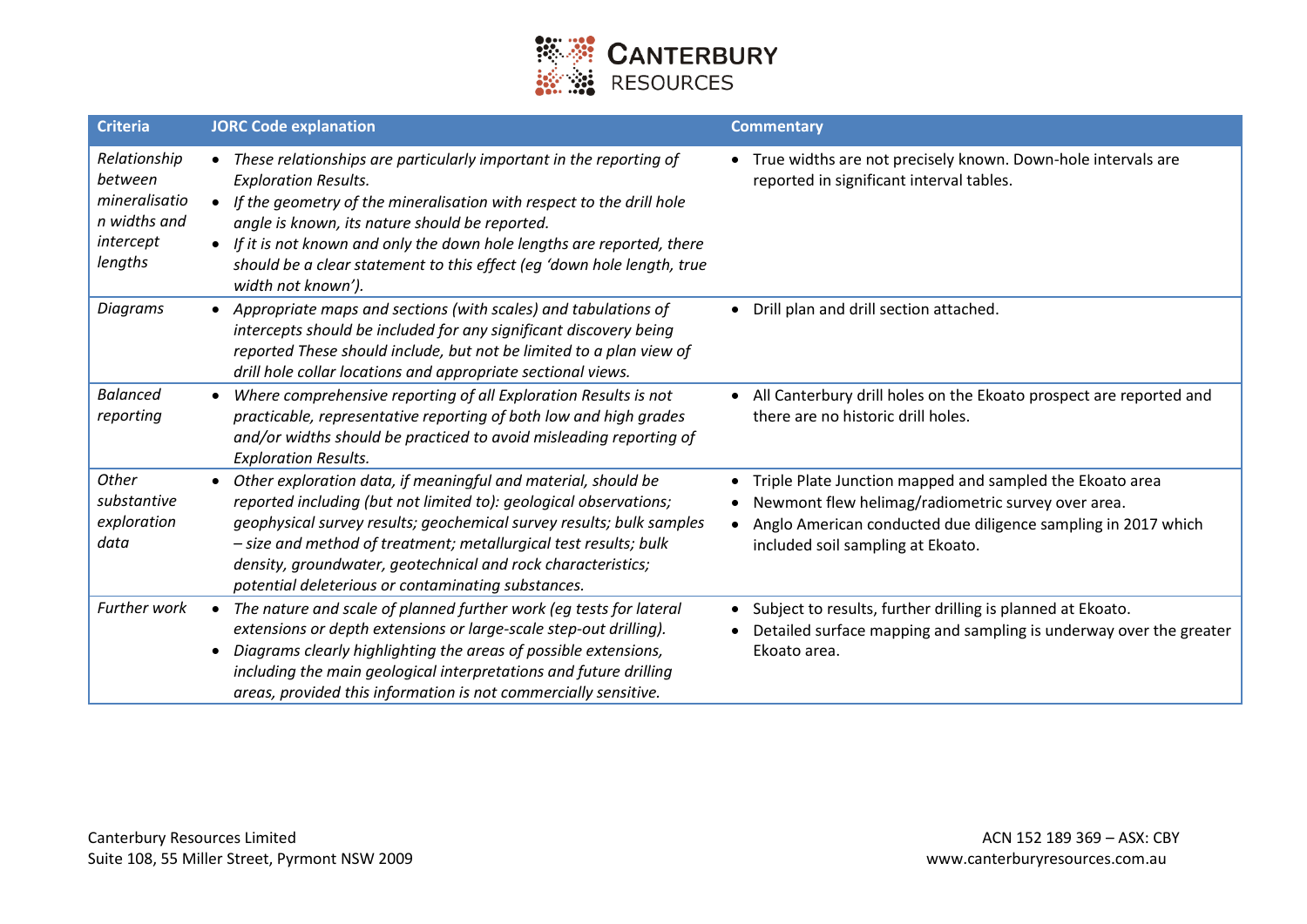| Criteria | JORC Code explanation | Commentary |
|---|---|---|
| *Relationship between mineralisation widths and intercept lengths* | • *These relationships are particularly important in the reporting of Exploration Results.* <br> • *If the geometry of the mineralisation with respect to the drill hole angle is known, its nature should be reported.* <br> • *If it is not known and only the down hole lengths are reported, there should be a clear statement to this effect (eg 'down hole length, true width not known').* | • True widths are not precisely known. Down-hole intervals are reported in significant interval tables. |
| *Diagrams* | • *Appropriate maps and sections (with scales) and tabulations of intercepts should be included for any significant discovery being reported These should include, but not be limited to a plan view of drill hole collar locations and appropriate sectional views.* | • Drill plan and drill section attached. |
| *Balanced reporting* | • *Where comprehensive reporting of all Exploration Results is not practicable, representative reporting of both low and high grades and/or widths should be practiced to avoid misleading reporting of Exploration Results.* | • All Canterbury drill holes on the Ekoato prospect are reported and there are no historic drill holes. |
| *Other substantive exploration data* | • *Other exploration data, if meaningful and material, should be reported including (but not limited to): geological observations; geophysical survey results; geochemical survey results; bulk samples – size and method of treatment; metallurgical test results; bulk density, groundwater, geotechnical and rock characteristics; potential deleterious or contaminating substances.* | • Triple Plate Junction mapped and sampled the Ekoato area <br> • Newmont flew helimag/radiometric survey over area. <br> • Anglo American conducted due diligence sampling in 2017 which included soil sampling at Ekoato. |
| *Further work* | • *The nature and scale of planned further work (eg tests for lateral extensions or depth extensions or large-scale step-out drilling).* <br> • *Diagrams clearly highlighting the areas of possible extensions, including the main geological interpretations and future drilling areas, provided this information is not commercially sensitive.* | • Subject to results, further drilling is planned at Ekoato. <br> • Detailed surface mapping and sampling is underway over the greater Ekoato area. |